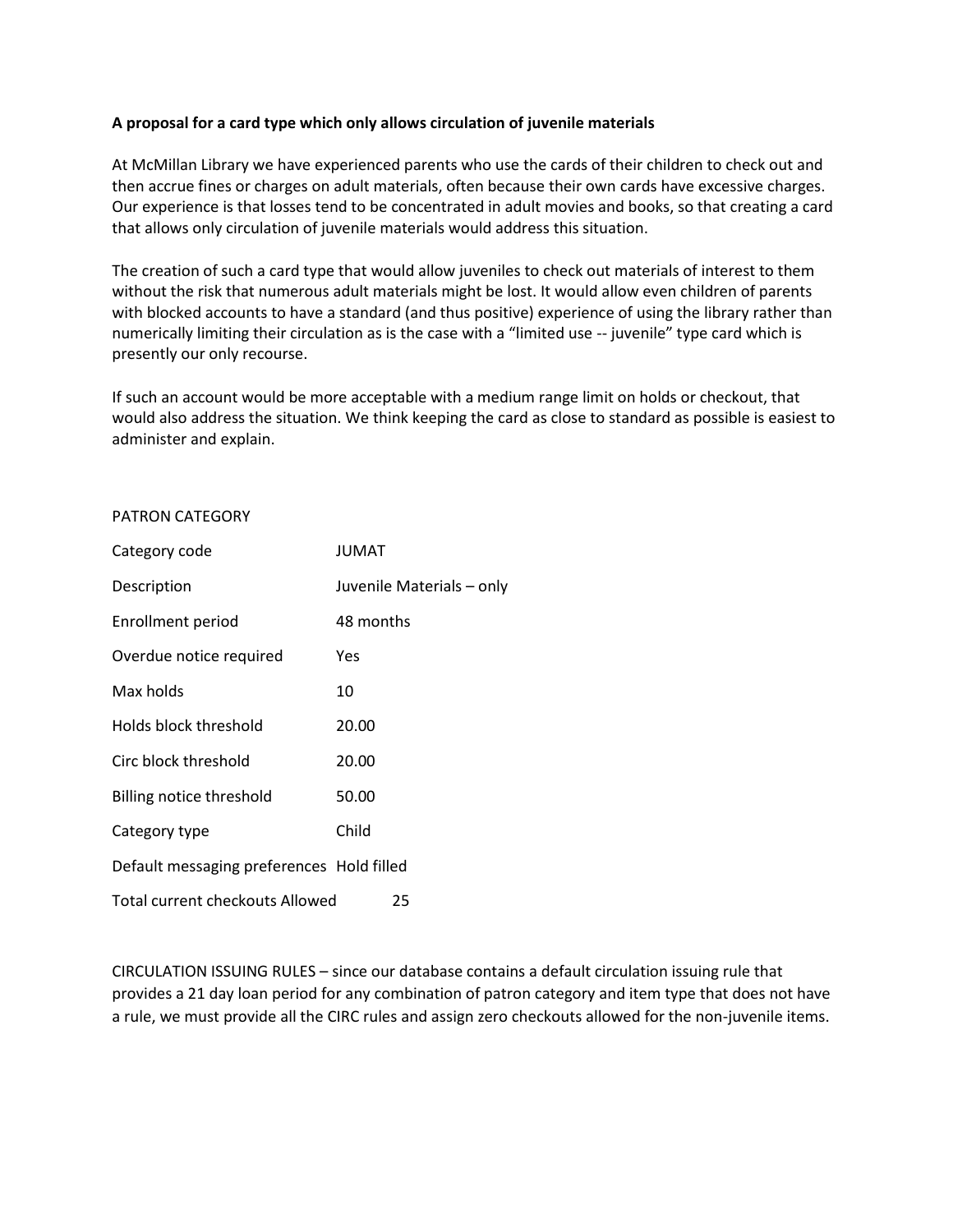**A proposal for a card type which only allows circulation of juvenile materials**

At McMillan Library we have experienced parents who use the cards of their children to check out and then accrue fines or charges on adult materials, often because their own cards have excessive charges. Our experience is that losses tend to be concentrated in adult movies and books, so that creating a card that allows only circulation of juvenile materials would address this situation.

The creation of such a card type that would allow juveniles to check out materials of interest to them without the risk that numerous adult materials might be lost. It would allow even children of parents with blocked accounts to have a standard (and thus positive) experience of using the library rather than numerically limiting their circulation as is the case with a "limited use -- juvenile" type card which is presently our only recourse.

If such an account would be more acceptable with a medium range limit on holds or checkout, that would also address the situation. We think keeping the card as close to standard as possible is easiest to administer and explain.

PATRON CATEGORY

| | |
|---|---|
| Category code | JUMAT |
| Description | Juvenile Materials – only |
| Enrollment period | 48 months |
| Overdue notice required | Yes |
| Max holds | 10 |
| Holds block threshold | 20.00 |
| Circ block threshold | 20.00 |
| Billing notice threshold | 50.00 |
| Category type | Child |
| Default messaging preferences | Hold filled |
| Total current checkouts Allowed | 25 |

CIRCULATION ISSUING RULES – since our database contains a default circulation issuing rule that provides a 21 day loan period for any combination of patron category and item type that does not have a rule, we must provide all the CIRC rules and assign zero checkouts allowed for the non-juvenile items.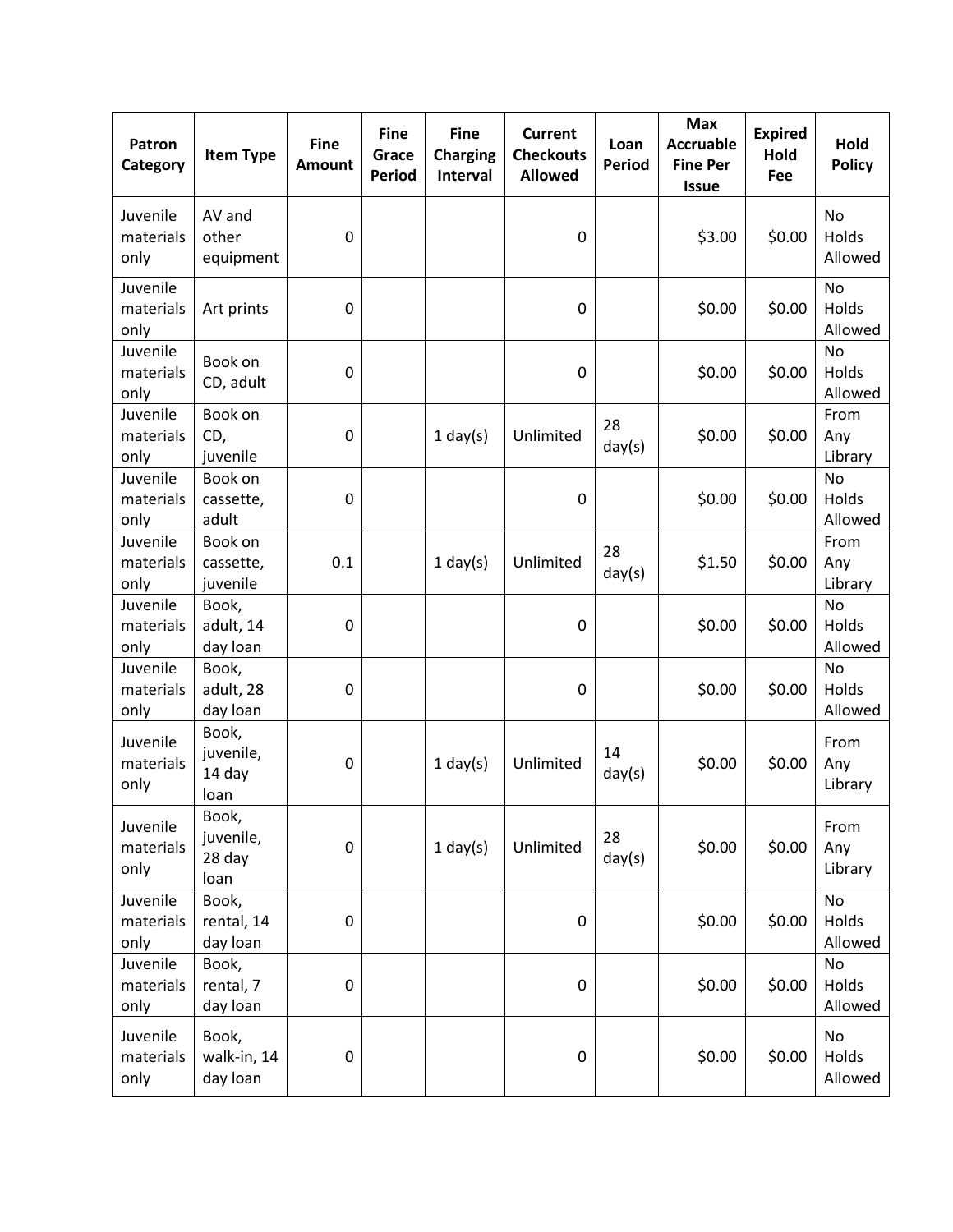| Patron Category | Item Type | Fine Amount | Fine Grace Period | Fine Charging Interval | Current Checkouts Allowed | Loan Period | Max Accruable Fine Per Issue | Expired Hold Fee | Hold Policy |
|---|---|---|---|---|---|---|---|---|---|
| Juvenile materials only | AV and other equipment | 0 | | | 0 | | $3.00 | $0.00 | No Holds Allowed |
| Juvenile materials only | Art prints | 0 | | | 0 | | $0.00 | $0.00 | No Holds Allowed |
| Juvenile materials only | Book on CD, adult | 0 | | | 0 | | $0.00 | $0.00 | No Holds Allowed |
| Juvenile materials only | Book on CD, juvenile | 0 | | 1 day(s) | Unlimited | 28 day(s) | $0.00 | $0.00 | From Any Library |
| Juvenile materials only | Book on cassette, adult | 0 | | | 0 | | $0.00 | $0.00 | No Holds Allowed |
| Juvenile materials only | Book on cassette, juvenile | 0.1 | | 1 day(s) | Unlimited | 28 day(s) | $1.50 | $0.00 | From Any Library |
| Juvenile materials only | Book, adult, 14 day loan | 0 | | | 0 | | $0.00 | $0.00 | No Holds Allowed |
| Juvenile materials only | Book, adult, 28 day loan | 0 | | | 0 | | $0.00 | $0.00 | No Holds Allowed |
| Juvenile materials only | Book, juvenile, 14 day loan | 0 | | 1 day(s) | Unlimited | 14 day(s) | $0.00 | $0.00 | From Any Library |
| Juvenile materials only | Book, juvenile, 28 day loan | 0 | | 1 day(s) | Unlimited | 28 day(s) | $0.00 | $0.00 | From Any Library |
| Juvenile materials only | Book, rental, 14 day loan | 0 | | | 0 | | $0.00 | $0.00 | No Holds Allowed |
| Juvenile materials only | Book, rental, 7 day loan | 0 | | | 0 | | $0.00 | $0.00 | No Holds Allowed |
| Juvenile materials only | Book, walk-in, 14 day loan | 0 | | | 0 | | $0.00 | $0.00 | No Holds Allowed |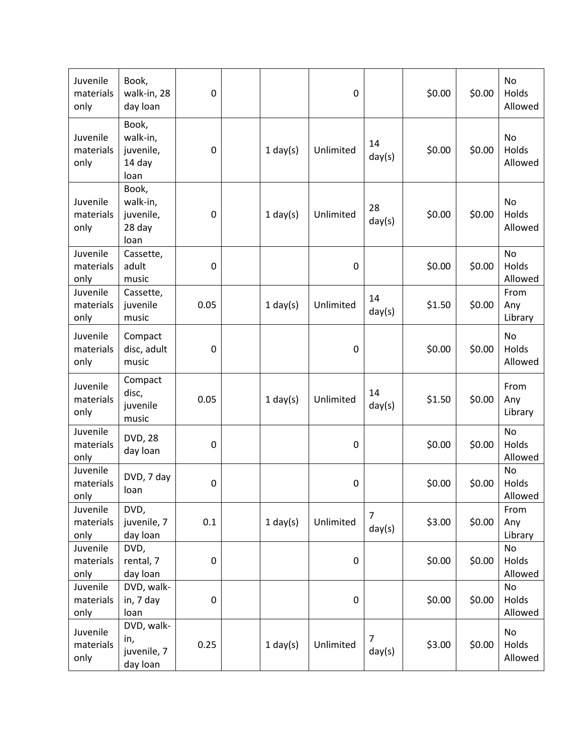| | | | | | | | | | |
|---|---|---|---|---|---|---|---|---|---|
| Juvenile materials only | Book, walk-in, 28 day loan | 0 | | | 0 | | $0.00 | $0.00 | No Holds Allowed |
| Juvenile materials only | Book, walk-in, juvenile, 14 day loan | 0 | | 1 day(s) | Unlimited | 14 day(s) | $0.00 | $0.00 | No Holds Allowed |
| Juvenile materials only | Book, walk-in, juvenile, 28 day loan | 0 | | 1 day(s) | Unlimited | 28 day(s) | $0.00 | $0.00 | No Holds Allowed |
| Juvenile materials only | Cassette, adult music | 0 | | | 0 | | $0.00 | $0.00 | No Holds Allowed |
| Juvenile materials only | Cassette, juvenile music | 0.05 | | 1 day(s) | Unlimited | 14 day(s) | $1.50 | $0.00 | From Any Library |
| Juvenile materials only | Compact disc, adult music | 0 | | | 0 | | $0.00 | $0.00 | No Holds Allowed |
| Juvenile materials only | Compact disc, juvenile music | 0.05 | | 1 day(s) | Unlimited | 14 day(s) | $1.50 | $0.00 | From Any Library |
| Juvenile materials only | DVD, 28 day loan | 0 | | | 0 | | $0.00 | $0.00 | No Holds Allowed |
| Juvenile materials only | DVD, 7 day loan | 0 | | | 0 | | $0.00 | $0.00 | No Holds Allowed |
| Juvenile materials only | DVD, juvenile, 7 day loan | 0.1 | | 1 day(s) | Unlimited | 7 day(s) | $3.00 | $0.00 | From Any Library |
| Juvenile materials only | DVD, rental, 7 day loan | 0 | | | 0 | | $0.00 | $0.00 | No Holds Allowed |
| Juvenile materials only | DVD, walk-in, 7 day loan | 0 | | | 0 | | $0.00 | $0.00 | No Holds Allowed |
| Juvenile materials only | DVD, walk-in, juvenile, 7 day loan | 0.25 | | 1 day(s) | Unlimited | 7 day(s) | $3.00 | $0.00 | No Holds Allowed |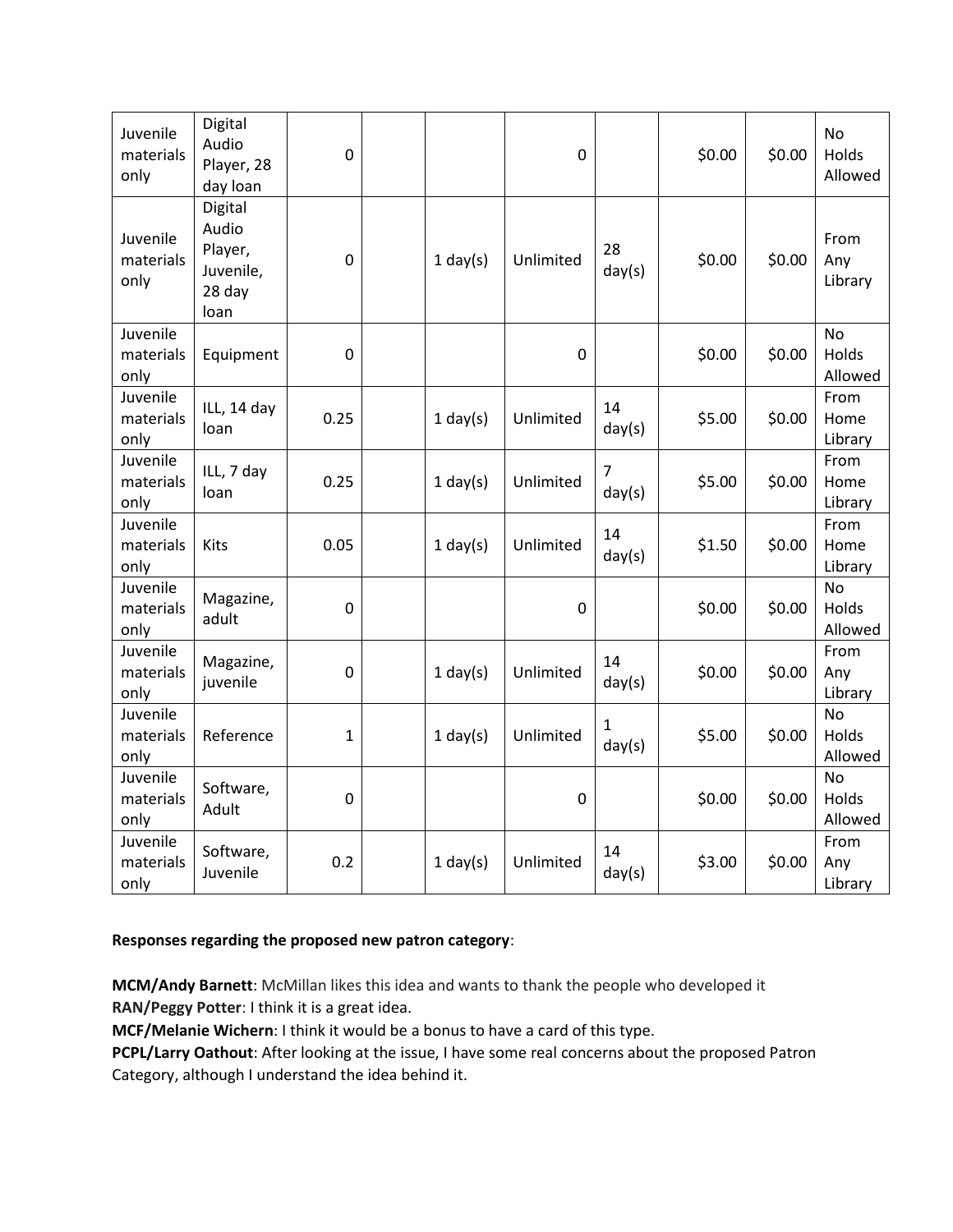| | | | | | | | | | |
|---|---|---|---|---|---|---|---|---|---|
| Juvenile materials only | Digital Audio Player, 28 day loan | 0 | | | 0 | | $0.00 | $0.00 | No Holds Allowed |
| Juvenile materials only | Digital Audio Player, Juvenile, 28 day loan | 0 | | 1 day(s) | Unlimited | 28 day(s) | $0.00 | $0.00 | From Any Library |
| Juvenile materials only | Equipment | 0 | | | 0 | | $0.00 | $0.00 | No Holds Allowed |
| Juvenile materials only | ILL, 14 day loan | 0.25 | | 1 day(s) | Unlimited | 14 day(s) | $5.00 | $0.00 | From Home Library |
| Juvenile materials only | ILL, 7 day loan | 0.25 | | 1 day(s) | Unlimited | 7 day(s) | $5.00 | $0.00 | From Home Library |
| Juvenile materials only | Kits | 0.05 | | 1 day(s) | Unlimited | 14 day(s) | $1.50 | $0.00 | From Home Library |
| Juvenile materials only | Magazine, adult | 0 | | | 0 | | $0.00 | $0.00 | No Holds Allowed |
| Juvenile materials only | Magazine, juvenile | 0 | | 1 day(s) | Unlimited | 14 day(s) | $0.00 | $0.00 | From Any Library |
| Juvenile materials only | Reference | 1 | | 1 day(s) | Unlimited | 1 day(s) | $5.00 | $0.00 | No Holds Allowed |
| Juvenile materials only | Software, Adult | 0 | | | 0 | | $0.00 | $0.00 | No Holds Allowed |
| Juvenile materials only | Software, Juvenile | 0.2 | | 1 day(s) | Unlimited | 14 day(s) | $3.00 | $0.00 | From Any Library |

**Responses regarding the proposed new patron category**:

**MCM/Andy Barnett**: McMillan likes this idea and wants to thank the people who developed it
**RAN/Peggy Potter**: I think it is a great idea.
**MCF/Melanie Wichern**: I think it would be a bonus to have a card of this type.
**PCPL/Larry Oathout**: After looking at the issue, I have some real concerns about the proposed Patron Category, although I understand the idea behind it.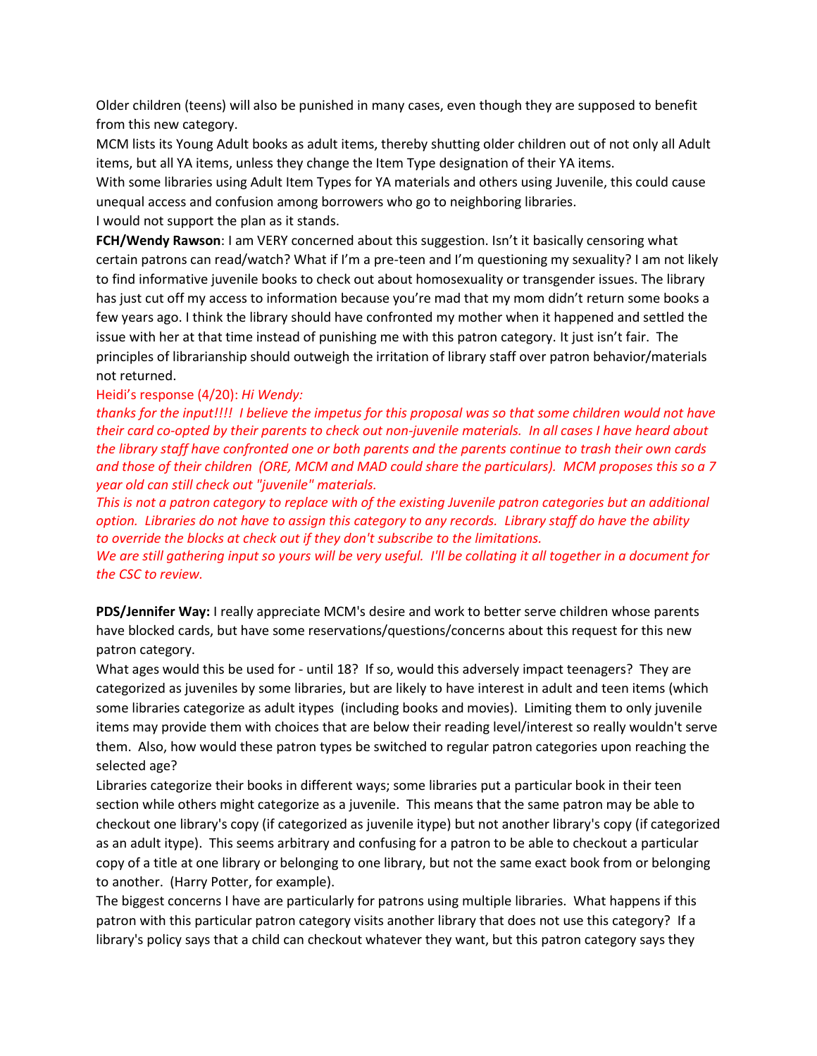Older children (teens) will also be punished in many cases, even though they are supposed to benefit from this new category.

MCM lists its Young Adult books as adult items, thereby shutting older children out of not only all Adult items, but all YA items, unless they change the Item Type designation of their YA items.

With some libraries using Adult Item Types for YA materials and others using Juvenile, this could cause unequal access and confusion among borrowers who go to neighboring libraries.

I would not support the plan as it stands.

**FCH/Wendy Rawson**: I am VERY concerned about this suggestion. Isn't it basically censoring what certain patrons can read/watch? What if I'm a pre-teen and I'm questioning my sexuality? I am not likely to find informative juvenile books to check out about homosexuality or transgender issues. The library has just cut off my access to information because you're mad that my mom didn't return some books a few years ago. I think the library should have confronted my mother when it happened and settled the issue with her at that time instead of punishing me with this patron category. It just isn't fair. The principles of librarianship should outweigh the irritation of library staff over patron behavior/materials not returned.

Heidi's response (4/20): *Hi Wendy:*

*thanks for the input!!!! I believe the impetus for this proposal was so that some children would not have their card co-opted by their parents to check out non-juvenile materials. In all cases I have heard about the library staff have confronted one or both parents and the parents continue to trash their own cards and those of their children (ORE, MCM and MAD could share the particulars). MCM proposes this so a 7 year old can still check out "juvenile" materials.*

*This is not a patron category to replace with of the existing Juvenile patron categories but an additional option. Libraries do not have to assign this category to any records. Library staff do have the ability to override the blocks at check out if they don't subscribe to the limitations.*

*We are still gathering input so yours will be very useful. I'll be collating it all together in a document for the CSC to review.*

**PDS/Jennifer Way:** I really appreciate MCM's desire and work to better serve children whose parents have blocked cards, but have some reservations/questions/concerns about this request for this new patron category.

What ages would this be used for - until 18? If so, would this adversely impact teenagers? They are categorized as juveniles by some libraries, but are likely to have interest in adult and teen items (which some libraries categorize as adult itypes (including books and movies). Limiting them to only juvenile items may provide them with choices that are below their reading level/interest so really wouldn't serve them. Also, how would these patron types be switched to regular patron categories upon reaching the selected age?

Libraries categorize their books in different ways; some libraries put a particular book in their teen section while others might categorize as a juvenile. This means that the same patron may be able to checkout one library's copy (if categorized as juvenile itype) but not another library's copy (if categorized as an adult itype). This seems arbitrary and confusing for a patron to be able to checkout a particular copy of a title at one library or belonging to one library, but not the same exact book from or belonging to another. (Harry Potter, for example).

The biggest concerns I have are particularly for patrons using multiple libraries. What happens if this patron with this particular patron category visits another library that does not use this category? If a library's policy says that a child can checkout whatever they want, but this patron category says they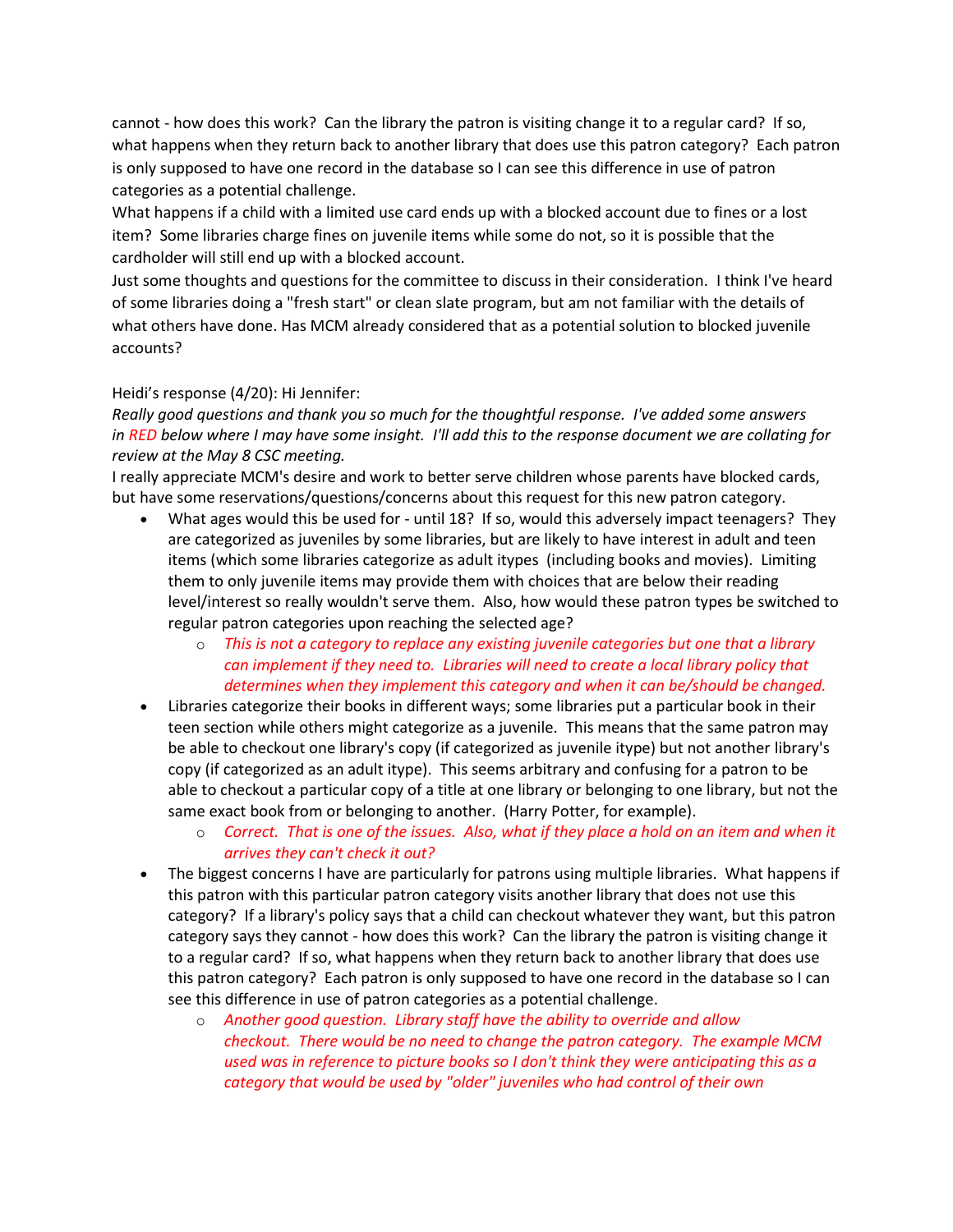cannot - how does this work? Can the library the patron is visiting change it to a regular card? If so, what happens when they return back to another library that does use this patron category? Each patron is only supposed to have one record in the database so I can see this difference in use of patron categories as a potential challenge.

What happens if a child with a limited use card ends up with a blocked account due to fines or a lost item? Some libraries charge fines on juvenile items while some do not, so it is possible that the cardholder will still end up with a blocked account.

Just some thoughts and questions for the committee to discuss in their consideration. I think I've heard of some libraries doing a "fresh start" or clean slate program, but am not familiar with the details of what others have done. Has MCM already considered that as a potential solution to blocked juvenile accounts?

Heidi's response (4/20): Hi Jennifer:

*Really good questions and thank you so much for the thoughtful response. I've added some answers in RED below where I may have some insight. I'll add this to the response document we are collating for review at the May 8 CSC meeting.*

I really appreciate MCM's desire and work to better serve children whose parents have blocked cards, but have some reservations/questions/concerns about this request for this new patron category.

- What ages would this be used for - until 18? If so, would this adversely impact teenagers? They are categorized as juveniles by some libraries, but are likely to have interest in adult and teen items (which some libraries categorize as adult itypes (including books and movies). Limiting them to only juvenile items may provide them with choices that are below their reading level/interest so really wouldn't serve them. Also, how would these patron types be switched to regular patron categories upon reaching the selected age?
    - *This is not a category to replace any existing juvenile categories but one that a library can implement if they need to. Libraries will need to create a local library policy that determines when they implement this category and when it can be/should be changed.*
- Libraries categorize their books in different ways; some libraries put a particular book in their teen section while others might categorize as a juvenile. This means that the same patron may be able to checkout one library's copy (if categorized as juvenile itype) but not another library's copy (if categorized as an adult itype). This seems arbitrary and confusing for a patron to be able to checkout a particular copy of a title at one library or belonging to one library, but not the same exact book from or belonging to another. (Harry Potter, for example).
    - *Correct. That is one of the issues. Also, what if they place a hold on an item and when it arrives they can't check it out?*
- The biggest concerns I have are particularly for patrons using multiple libraries. What happens if this patron with this particular patron category visits another library that does not use this category? If a library's policy says that a child can checkout whatever they want, but this patron category says they cannot - how does this work? Can the library the patron is visiting change it to a regular card? If so, what happens when they return back to another library that does use this patron category? Each patron is only supposed to have one record in the database so I can see this difference in use of patron categories as a potential challenge.
    - *Another good question. Library staff have the ability to override and allow checkout. There would be no need to change the patron category. The example MCM used was in reference to picture books so I don't think they were anticipating this as a category that would be used by "older" juveniles who had control of their own*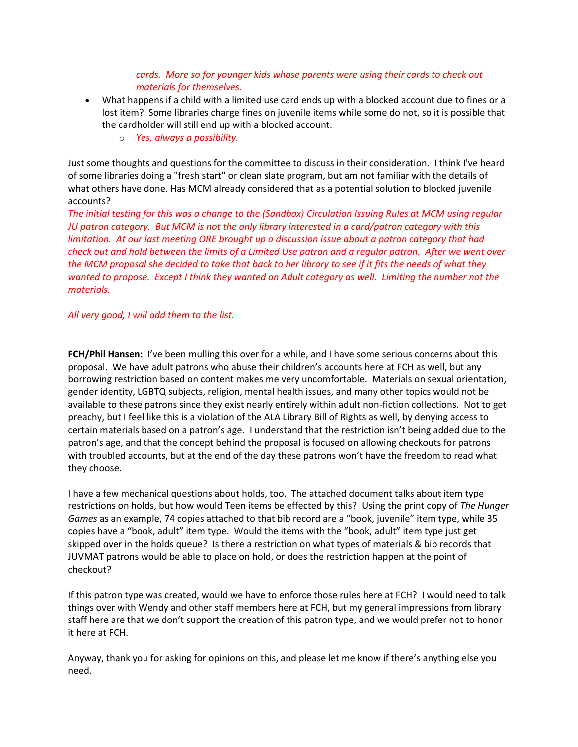*cards. More so for younger kids whose parents were using their cards to check out materials for themselves.*

- What happens if a child with a limited use card ends up with a blocked account due to fines or a lost item? Some libraries charge fines on juvenile items while some do not, so it is possible that the cardholder will still end up with a blocked account.
    - *Yes, always a possibility.*

Just some thoughts and questions for the committee to discuss in their consideration. I think I've heard of some libraries doing a "fresh start" or clean slate program, but am not familiar with the details of what others have done. Has MCM already considered that as a potential solution to blocked juvenile accounts?

*The initial testing for this was a change to the (Sandbox) Circulation Issuing Rules at MCM using regular JU patron category. But MCM is not the only library interested in a card/patron category with this limitation. At our last meeting ORE brought up a discussion issue about a patron category that had check out and hold between the limits of a Limited Use patron and a regular patron. After we went over the MCM proposal she decided to take that back to her library to see if it fits the needs of what they wanted to propose. Except I think they wanted an Adult category as well. Limiting the number not the materials.*

*All very good, I will add them to the list.*

**FCH/Phil Hansen:** I've been mulling this over for a while, and I have some serious concerns about this proposal. We have adult patrons who abuse their children's accounts here at FCH as well, but any borrowing restriction based on content makes me very uncomfortable. Materials on sexual orientation, gender identity, LGBTQ subjects, religion, mental health issues, and many other topics would not be available to these patrons since they exist nearly entirely within adult non-fiction collections. Not to get preachy, but I feel like this is a violation of the ALA Library Bill of Rights as well, by denying access to certain materials based on a patron's age. I understand that the restriction isn't being added due to the patron's age, and that the concept behind the proposal is focused on allowing checkouts for patrons with troubled accounts, but at the end of the day these patrons won't have the freedom to read what they choose.

I have a few mechanical questions about holds, too. The attached document talks about item type restrictions on holds, but how would Teen items be effected by this? Using the print copy of *The Hunger Games* as an example, 74 copies attached to that bib record are a "book, juvenile" item type, while 35 copies have a "book, adult" item type. Would the items with the "book, adult" item type just get skipped over in the holds queue? Is there a restriction on what types of materials & bib records that JUVMAT patrons would be able to place on hold, or does the restriction happen at the point of checkout?

If this patron type was created, would we have to enforce those rules here at FCH? I would need to talk things over with Wendy and other staff members here at FCH, but my general impressions from library staff here are that we don't support the creation of this patron type, and we would prefer not to honor it here at FCH.

Anyway, thank you for asking for opinions on this, and please let me know if there's anything else you need.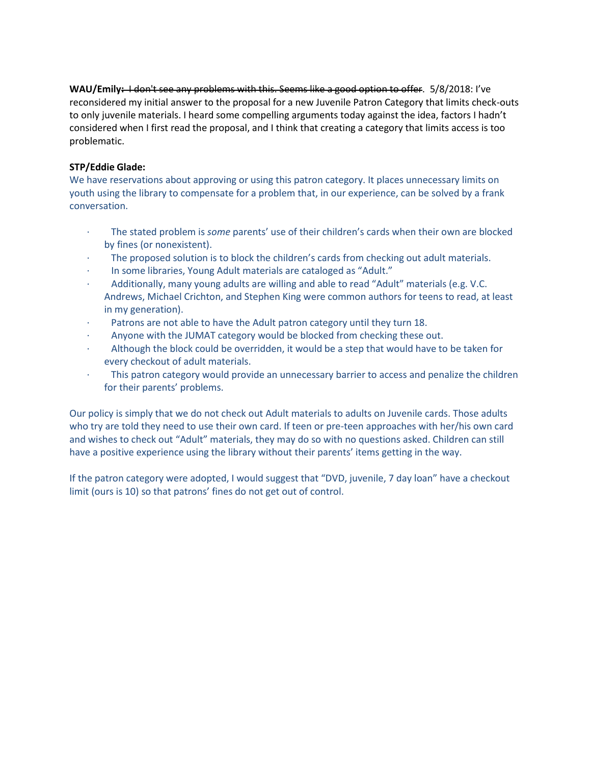**WAU/Emily:** ~~I don't see any problems with this. Seems like a good option to offer~~. 5/8/2018: I've reconsidered my initial answer to the proposal for a new Juvenile Patron Category that limits check-outs to only juvenile materials. I heard some compelling arguments today against the idea, factors I hadn't considered when I first read the proposal, and I think that creating a category that limits access is too problematic.

**STP/Eddie Glade:**

We have reservations about approving or using this patron category. It places unnecessary limits on youth using the library to compensate for a problem that, in our experience, can be solved by a frank conversation.

- The stated problem is *some* parents' use of their children's cards when their own are blocked by fines (or nonexistent).
- The proposed solution is to block the children's cards from checking out adult materials.
- In some libraries, Young Adult materials are cataloged as "Adult."
- Additionally, many young adults are willing and able to read "Adult" materials (e.g. V.C. Andrews, Michael Crichton, and Stephen King were common authors for teens to read, at least in my generation).
- Patrons are not able to have the Adult patron category until they turn 18.
- Anyone with the JUMAT category would be blocked from checking these out.
- Although the block could be overridden, it would be a step that would have to be taken for every checkout of adult materials.
- This patron category would provide an unnecessary barrier to access and penalize the children for their parents' problems.

Our policy is simply that we do not check out Adult materials to adults on Juvenile cards. Those adults who try are told they need to use their own card. If teen or pre-teen approaches with her/his own card and wishes to check out "Adult" materials, they may do so with no questions asked. Children can still have a positive experience using the library without their parents' items getting in the way.

If the patron category were adopted, I would suggest that "DVD, juvenile, 7 day loan" have a checkout limit (ours is 10) so that patrons' fines do not get out of control.